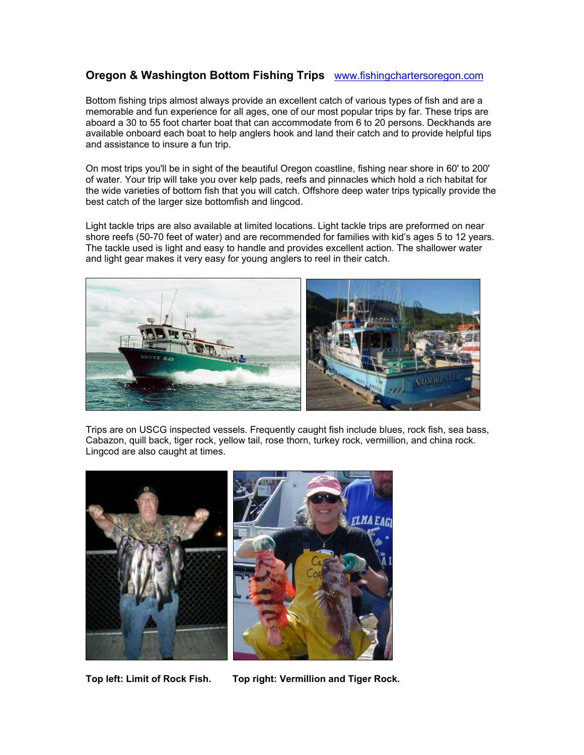## Oregon & Washington Bottom Fishing Trips [www.fishingchartersoregon.com](http://www.fishingchartersoregon.com)

Bottom fishing trips almost always provide an excellent catch of various types of fish and are a memorable and fun experience for all ages, one of our most popular trips by far. These trips are aboard a 30 to 55 foot charter boat that can accommodate from 6 to 20 persons. Deckhands are available onboard each boat to help anglers hook and land their catch and to provide helpful tips and assistance to insure a fun trip.

On most trips you'll be in sight of the beautiful Oregon coastline, fishing near shore in 60' to 200' of water. Your trip will take you over kelp pads, reefs and pinnacles which hold a rich habitat for the wide varieties of bottom fish that you will catch. Offshore deep water trips typically provide the best catch of the larger size bottomfish and lingcod.

Light tackle trips are also available at limited locations. Light tackle trips are preformed on near shore reefs (50-70 feet of water) and are recommended for families with kid's ages 5 to 12 years. The tackle used is light and easy to handle and provides excellent action. The shallower water and light gear makes it very easy for young anglers to reel in their catch.

Trips are on USCG inspected vessels. Frequently caught fish include blues, rock fish, sea bass, Cabazon, quill back, tiger rock, yellow tail, rose thorn, turkey rock, vermillion, and china rock. Lingcod are also caught at times.

**Top left: Limit of Rock Fish.** **Top right: Vermillion and Tiger Rock.**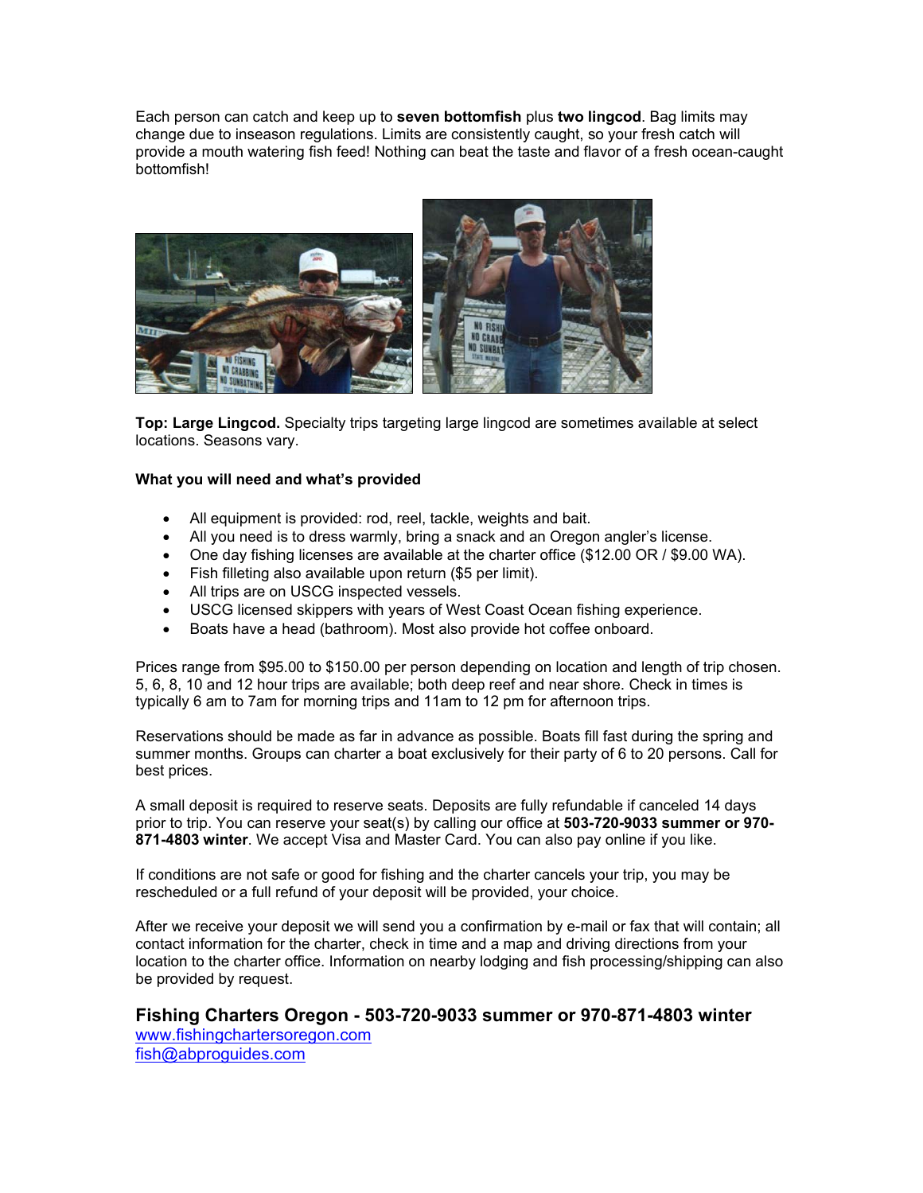Each person can catch and keep up to **seven bottomfish** plus **two lingcod**. Bag limits may change due to inseason regulations. Limits are consistently caught, so your fresh catch will provide a mouth watering fish feed! Nothing can beat the taste and flavor of a fresh ocean-caught bottomfish!

**Top: Large Lingcod.** Specialty trips targeting large lingcod are sometimes available at select locations. Seasons vary.

**What you will need and what's provided**

- All equipment is provided: rod, reel, tackle, weights and bait.
- All you need is to dress warmly, bring a snack and an Oregon angler's license.
- One day fishing licenses are available at the charter office ($12.00 OR / $9.00 WA).
- Fish filleting also available upon return ($5 per limit).
- All trips are on USCG inspected vessels.
- USCG licensed skippers with years of West Coast Ocean fishing experience.
- Boats have a head (bathroom). Most also provide hot coffee onboard.

Prices range from $95.00 to $150.00 per person depending on location and length of trip chosen. 5, 6, 8, 10 and 12 hour trips are available; both deep reef and near shore. Check in times is typically 6 am to 7am for morning trips and 11am to 12 pm for afternoon trips.

Reservations should be made as far in advance as possible. Boats fill fast during the spring and summer months. Groups can charter a boat exclusively for their party of 6 to 20 persons. Call for best prices.

A small deposit is required to reserve seats. Deposits are fully refundable if canceled 14 days prior to trip. You can reserve your seat(s) by calling our office at **503-720-9033 summer or 970-871-4803 winter**. We accept Visa and Master Card. You can also pay online if you like.

If conditions are not safe or good for fishing and the charter cancels your trip, you may be rescheduled or a full refund of your deposit will be provided, your choice.

After we receive your deposit we will send you a confirmation by e-mail or fax that will contain; all contact information for the charter, check in time and a map and driving directions from your location to the charter office. Information on nearby lodging and fish processing/shipping can also be provided by request.

## Fishing Charters Oregon - 503-720-9033 summer or 970-871-4803 winter

www.fishingchartersoregon.com
fish@abproguides.com